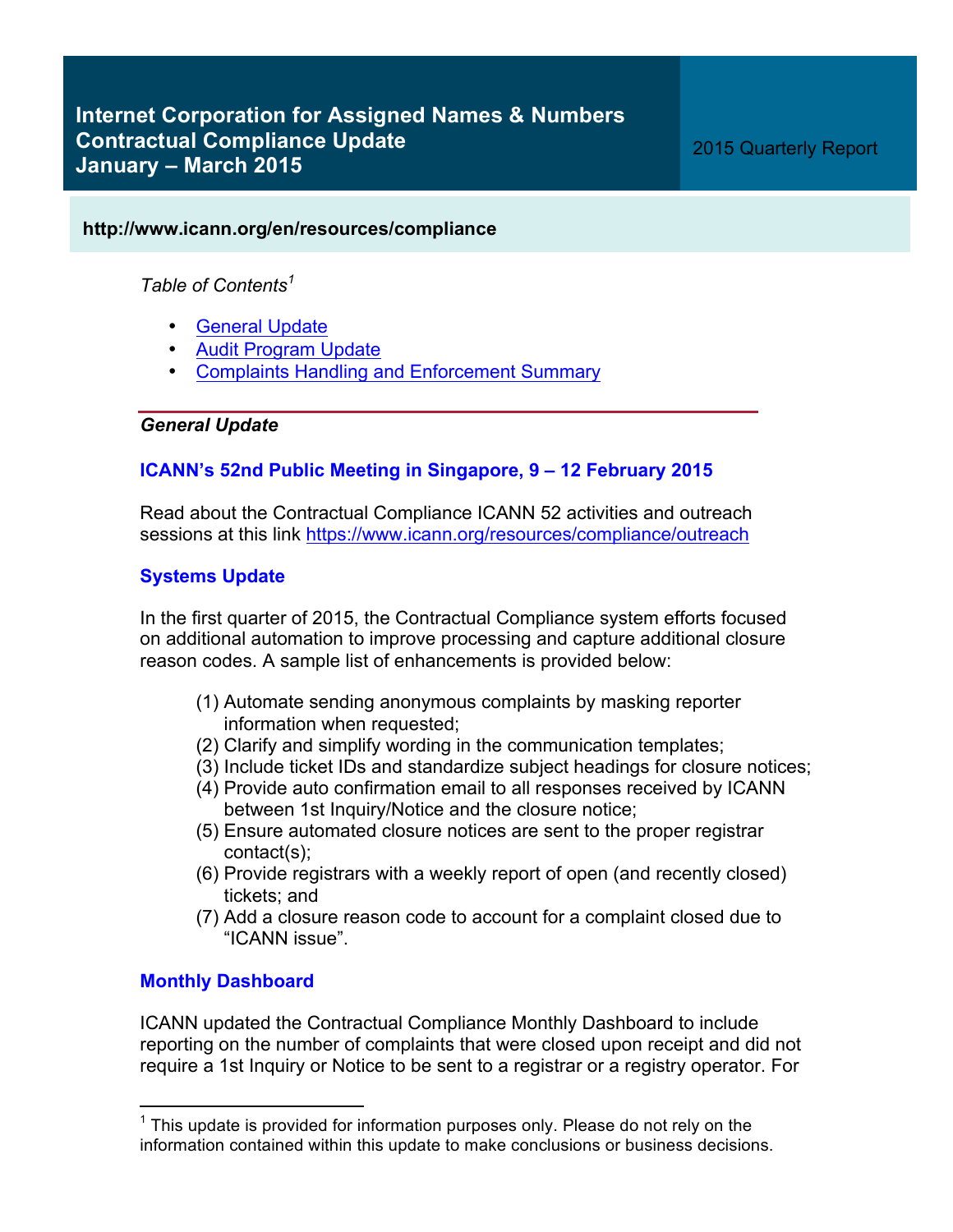# Internet Corporation for Assigned Names & Numbers Contractual Compliance Update January – March 2015

2015 Quarterly Report

**http://www.icann.org/en/resources/compliance**

*Table of Contents*[1]

- General Update
- Audit Program Update
- Complaints Handling and Enforcement Summary

---

## *General Update*

### ICANN's 52nd Public Meeting in Singapore, 9 – 12 February 2015

Read about the Contractual Compliance ICANN 52 activities and outreach sessions at this link https://www.icann.org/resources/compliance/outreach

### Systems Update

In the first quarter of 2015, the Contractual Compliance system efforts focused on additional automation to improve processing and capture additional closure reason codes. A sample list of enhancements is provided below:

(1) Automate sending anonymous complaints by masking reporter information when requested;
(2) Clarify and simplify wording in the communication templates;
(3) Include ticket IDs and standardize subject headings for closure notices;
(4) Provide auto confirmation email to all responses received by ICANN between 1st Inquiry/Notice and the closure notice;
(5) Ensure automated closure notices are sent to the proper registrar contact(s);
(6) Provide registrars with a weekly report of open (and recently closed) tickets; and
(7) Add a closure reason code to account for a complaint closed due to "ICANN issue".

### Monthly Dashboard

ICANN updated the Contractual Compliance Monthly Dashboard to include reporting on the number of complaints that were closed upon receipt and did not require a 1st Inquiry or Notice to be sent to a registrar or a registry operator. For

---

[1] This update is provided for information purposes only. Please do not rely on the information contained within this update to make conclusions or business decisions.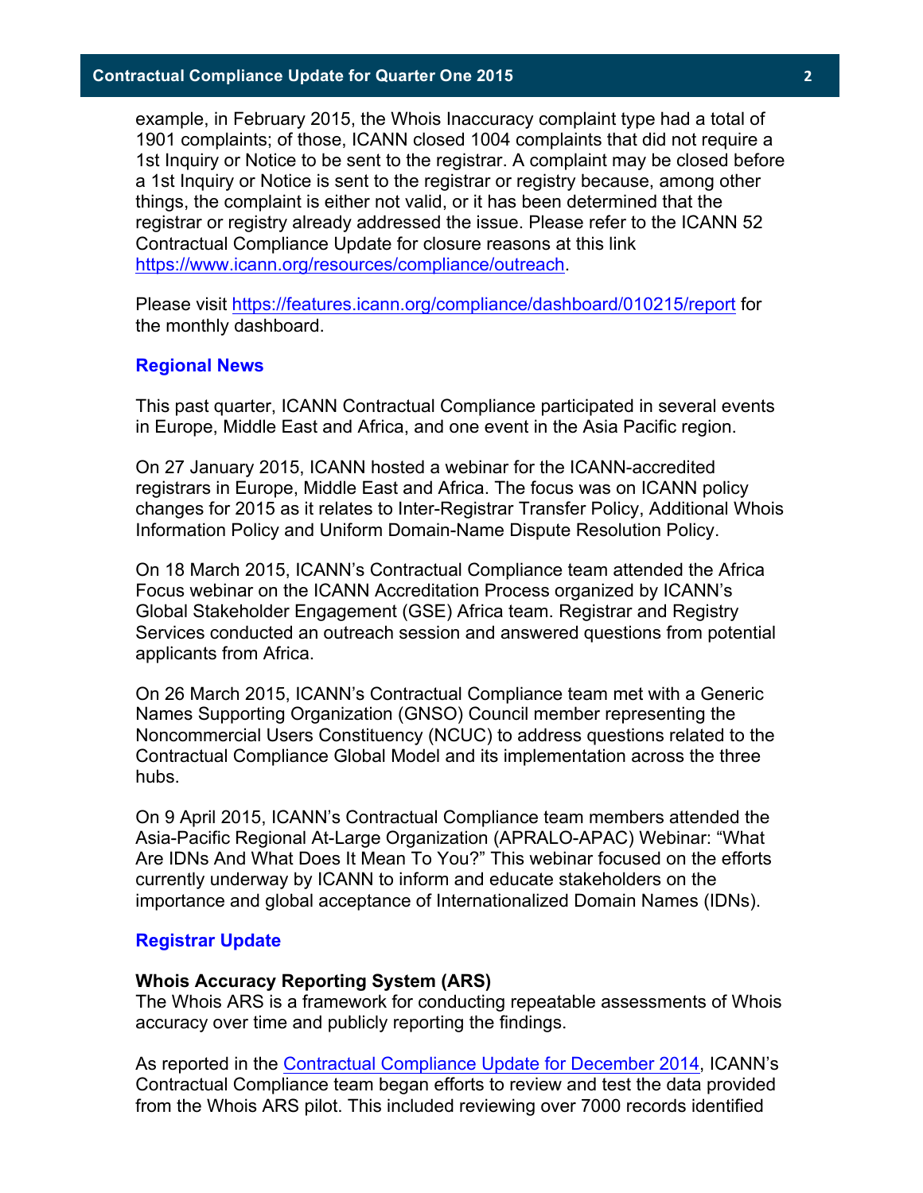example, in February 2015, the Whois Inaccuracy complaint type had a total of 1901 complaints; of those, ICANN closed 1004 complaints that did not require a 1st Inquiry or Notice to be sent to the registrar. A complaint may be closed before a 1st Inquiry or Notice is sent to the registrar or registry because, among other things, the complaint is either not valid, or it has been determined that the registrar or registry already addressed the issue. Please refer to the ICANN 52 Contractual Compliance Update for closure reasons at this link [https://www.icann.org/resources/compliance/outreach](https://www.icann.org/resources/compliance/outreach).

Please visit [https://features.icann.org/compliance/dashboard/010215/report](https://features.icann.org/compliance/dashboard/010215/report) for the monthly dashboard.

## Regional News

This past quarter, ICANN Contractual Compliance participated in several events in Europe, Middle East and Africa, and one event in the Asia Pacific region.

On 27 January 2015, ICANN hosted a webinar for the ICANN-accredited registrars in Europe, Middle East and Africa. The focus was on ICANN policy changes for 2015 as it relates to Inter-Registrar Transfer Policy, Additional Whois Information Policy and Uniform Domain-Name Dispute Resolution Policy.

On 18 March 2015, ICANN's Contractual Compliance team attended the Africa Focus webinar on the ICANN Accreditation Process organized by ICANN's Global Stakeholder Engagement (GSE) Africa team. Registrar and Registry Services conducted an outreach session and answered questions from potential applicants from Africa.

On 26 March 2015, ICANN's Contractual Compliance team met with a Generic Names Supporting Organization (GNSO) Council member representing the Noncommercial Users Constituency (NCUC) to address questions related to the Contractual Compliance Global Model and its implementation across the three hubs.

On 9 April 2015, ICANN's Contractual Compliance team members attended the Asia-Pacific Regional At-Large Organization (APRALO-APAC) Webinar: "What Are IDNs And What Does It Mean To You?" This webinar focused on the efforts currently underway by ICANN to inform and educate stakeholders on the importance and global acceptance of Internationalized Domain Names (IDNs).

## Registrar Update

### Whois Accuracy Reporting System (ARS)

The Whois ARS is a framework for conducting repeatable assessments of Whois accuracy over time and publicly reporting the findings.

As reported in the Contractual Compliance Update for December 2014, ICANN's Contractual Compliance team began efforts to review and test the data provided from the Whois ARS pilot. This included reviewing over 7000 records identified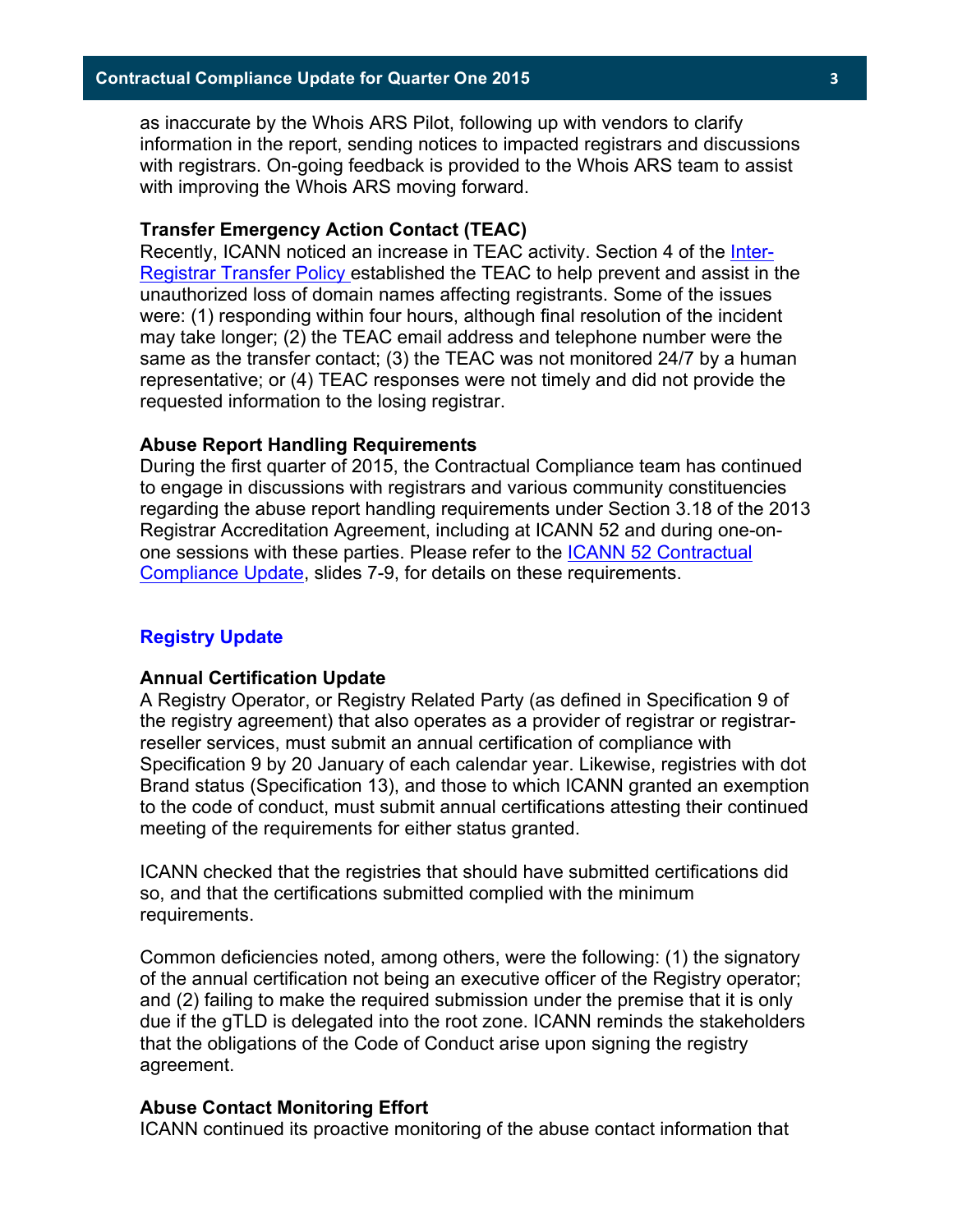as inaccurate by the Whois ARS Pilot, following up with vendors to clarify information in the report, sending notices to impacted registrars and discussions with registrars. On-going feedback is provided to the Whois ARS team to assist with improving the Whois ARS moving forward.

**Transfer Emergency Action Contact (TEAC)**

Recently, ICANN noticed an increase in TEAC activity. Section 4 of the Inter-Registrar Transfer Policy established the TEAC to help prevent and assist in the unauthorized loss of domain names affecting registrants. Some of the issues were: (1) responding within four hours, although final resolution of the incident may take longer; (2) the TEAC email address and telephone number were the same as the transfer contact; (3) the TEAC was not monitored 24/7 by a human representative; or (4) TEAC responses were not timely and did not provide the requested information to the losing registrar.

**Abuse Report Handling Requirements**

During the first quarter of 2015, the Contractual Compliance team has continued to engage in discussions with registrars and various community constituencies regarding the abuse report handling requirements under Section 3.18 of the 2013 Registrar Accreditation Agreement, including at ICANN 52 and during one-on-one sessions with these parties. Please refer to the ICANN 52 Contractual Compliance Update, slides 7-9, for details on these requirements.

## Registry Update

**Annual Certification Update**

A Registry Operator, or Registry Related Party (as defined in Specification 9 of the registry agreement) that also operates as a provider of registrar or registrar-reseller services, must submit an annual certification of compliance with Specification 9 by 20 January of each calendar year. Likewise, registries with dot Brand status (Specification 13), and those to which ICANN granted an exemption to the code of conduct, must submit annual certifications attesting their continued meeting of the requirements for either status granted.

ICANN checked that the registries that should have submitted certifications did so, and that the certifications submitted complied with the minimum requirements.

Common deficiencies noted, among others, were the following: (1) the signatory of the annual certification not being an executive officer of the Registry operator; and (2) failing to make the required submission under the premise that it is only due if the gTLD is delegated into the root zone. ICANN reminds the stakeholders that the obligations of the Code of Conduct arise upon signing the registry agreement.

**Abuse Contact Monitoring Effort**

ICANN continued its proactive monitoring of the abuse contact information that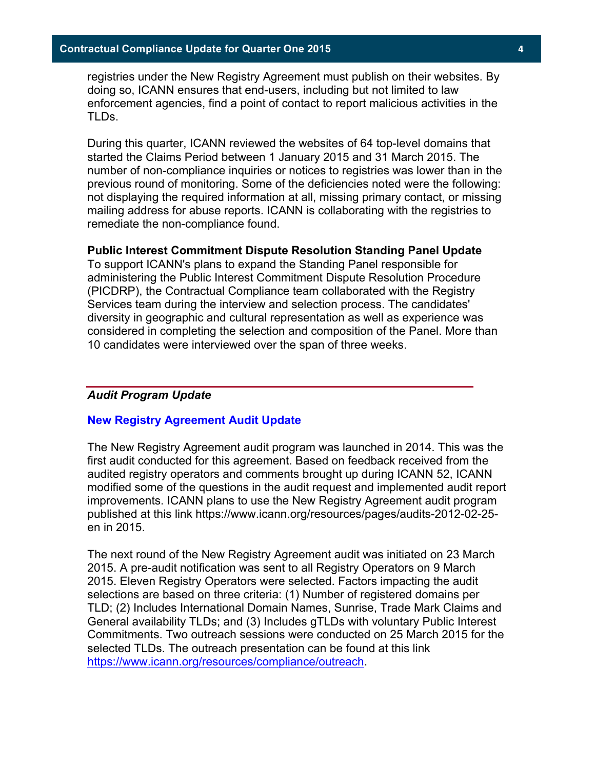registries under the New Registry Agreement must publish on their websites. By doing so, ICANN ensures that end-users, including but not limited to law enforcement agencies, find a point of contact to report malicious activities in the TLDs.

During this quarter, ICANN reviewed the websites of 64 top-level domains that started the Claims Period between 1 January 2015 and 31 March 2015. The number of non-compliance inquiries or notices to registries was lower than in the previous round of monitoring. Some of the deficiencies noted were the following: not displaying the required information at all, missing primary contact, or missing mailing address for abuse reports. ICANN is collaborating with the registries to remediate the non-compliance found.

**Public Interest Commitment Dispute Resolution Standing Panel Update**
To support ICANN's plans to expand the Standing Panel responsible for administering the Public Interest Commitment Dispute Resolution Procedure (PICDRP), the Contractual Compliance team collaborated with the Registry Services team during the interview and selection process. The candidates' diversity in geographic and cultural representation as well as experience was considered in completing the selection and composition of the Panel. More than 10 candidates were interviewed over the span of three weeks.

## *Audit Program Update*

### New Registry Agreement Audit Update

The New Registry Agreement audit program was launched in 2014. This was the first audit conducted for this agreement. Based on feedback received from the audited registry operators and comments brought up during ICANN 52, ICANN modified some of the questions in the audit request and implemented audit report improvements. ICANN plans to use the New Registry Agreement audit program published at this link https://www.icann.org/resources/pages/audits-2012-02-25-en in 2015.

The next round of the New Registry Agreement audit was initiated on 23 March 2015. A pre-audit notification was sent to all Registry Operators on 9 March 2015. Eleven Registry Operators were selected. Factors impacting the audit selections are based on three criteria: (1) Number of registered domains per TLD; (2) Includes International Domain Names, Sunrise, Trade Mark Claims and General availability TLDs; and (3) Includes gTLDs with voluntary Public Interest Commitments. Two outreach sessions were conducted on 25 March 2015 for the selected TLDs. The outreach presentation can be found at this link https://www.icann.org/resources/compliance/outreach.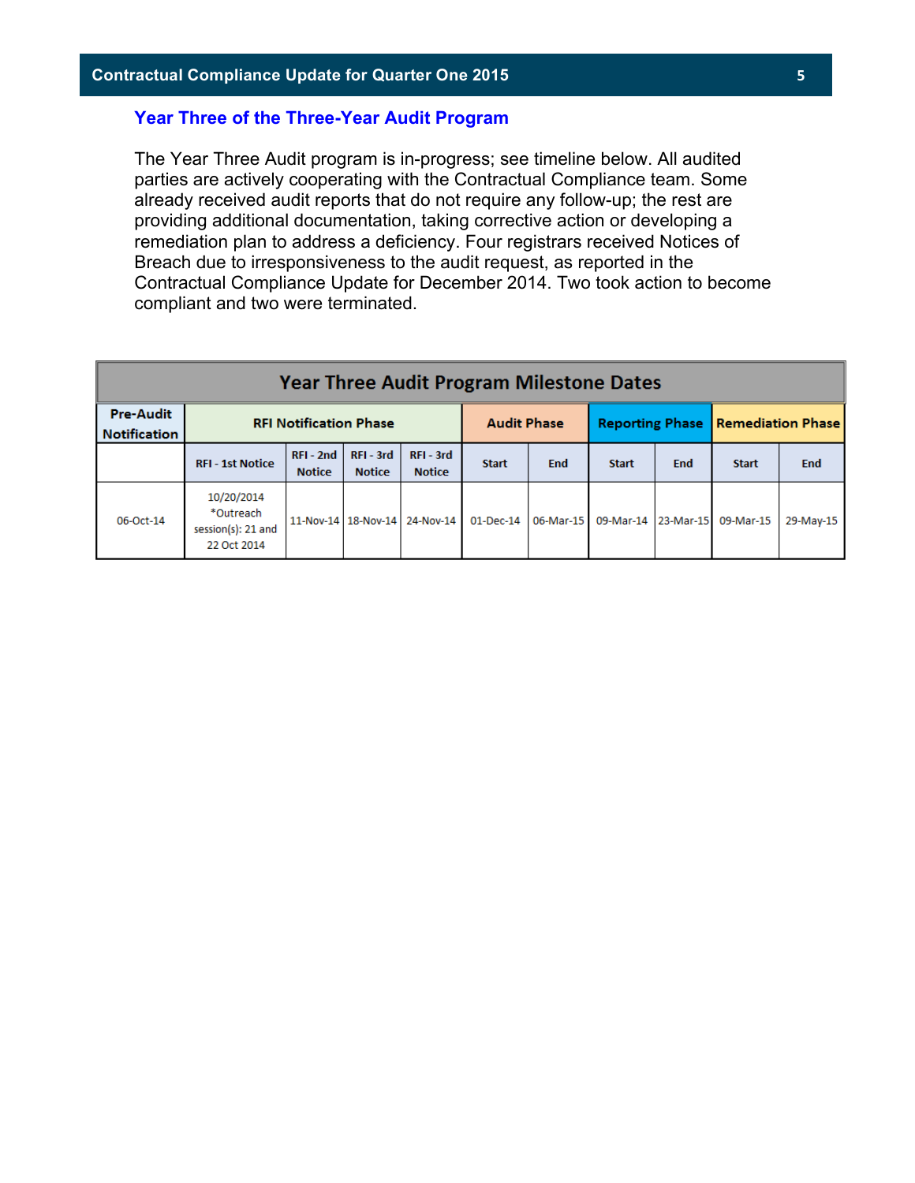## Year Three of the Three-Year Audit Program

The Year Three Audit program is in-progress; see timeline below. All audited parties are actively cooperating with the Contractual Compliance team. Some already received audit reports that do not require any follow-up; the rest are providing additional documentation, taking corrective action or developing a remediation plan to address a deficiency. Four registrars received Notices of Breach due to irresponsiveness to the audit request, as reported in the Contractual Compliance Update for December 2014. Two took action to become compliant and two were terminated.

| Year Three Audit Program Milestone Dates | | | | | | | | | | |
|---|---|---|---|---|---|---|---|---|---|---|
| Pre-Audit Notification | RFI Notification Phase | | | | Audit Phase | | Reporting Phase | | Remediation Phase | |
| | RFI - 1st Notice | RFI - 2nd Notice | RFI - 3rd Notice | RFI - 3rd Notice | Start | End | Start | End | Start | End |
| 06-Oct-14 | 10/20/2014 *Outreach session(s): 21 and 22 Oct 2014 | 11-Nov-14 | 18-Nov-14 | 24-Nov-14 | 01-Dec-14 | 06-Mar-15 | 09-Mar-14 | 23-Mar-15 | 09-Mar-15 | 29-May-15 |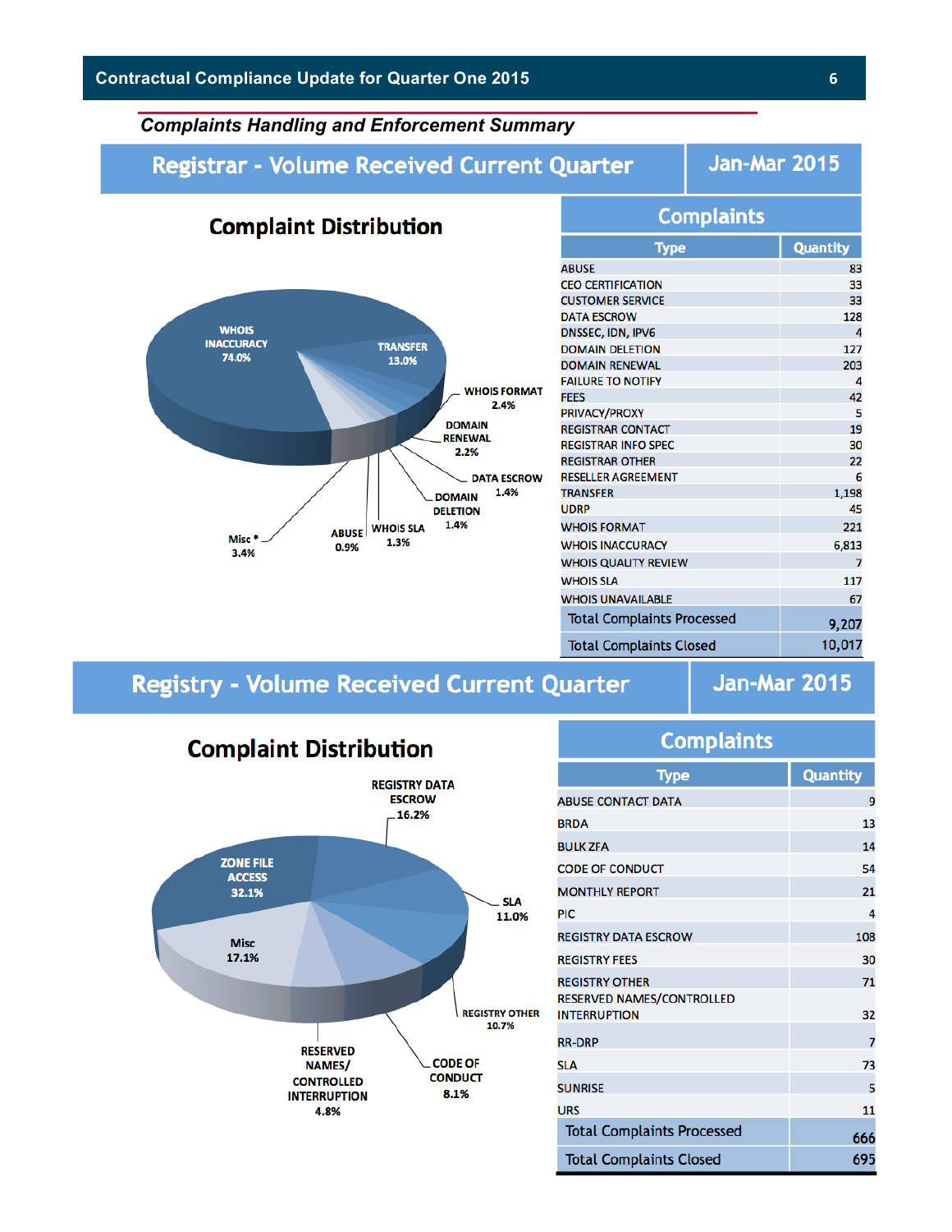## Complaints Handling and Enforcement Summary

## Registrar - Volume Received Current Quarter — Jan-Mar 2015

### Complaint Distribution

WHOIS INACCURACY 74.0%; TRANSFER 13.0%; WHOIS FORMAT 2.4%; DOMAIN RENEWAL 2.2%; DATA ESCROW 1.4%; DOMAIN DELETION 1.4%; WHOIS SLA 1.3%; ABUSE 0.9%; Misc * 3.4%

| Complaints | |
|---|---|
| **Type** | **Quantity** |
| ABUSE | 83 |
| CEO CERTIFICATION | 33 |
| CUSTOMER SERVICE | 33 |
| DATA ESCROW | 128 |
| DNSSEC, IDN, IPV6 | 4 |
| DOMAIN DELETION | 127 |
| DOMAIN RENEWAL | 203 |
| FAILURE TO NOTIFY | 4 |
| FEES | 42 |
| PRIVACY/PROXY | 5 |
| REGISTRAR CONTACT | 19 |
| REGISTRAR INFO SPEC | 30 |
| REGISTRAR OTHER | 22 |
| RESELLER AGREEMENT | 6 |
| TRANSFER | 1,198 |
| UDRP | 45 |
| WHOIS FORMAT | 221 |
| WHOIS INACCURACY | 6,813 |
| WHOIS QUALITY REVIEW | 7 |
| WHOIS SLA | 117 |
| WHOIS UNAVAILABLE | 67 |
| Total Complaints Processed | 9,207 |
| Total Complaints Closed | 10,017 |

## Registry - Volume Received Current Quarter — Jan-Mar 2015

### Complaint Distribution

ZONE FILE ACCESS 32.1%; REGISTRY DATA ESCROW 16.2%; SLA 11.0%; REGISTRY OTHER 10.7%; CODE OF CONDUCT 8.1%; RESERVED NAMES/ CONTROLLED INTERRUPTION 4.8%; Misc 17.1%

| Complaints | |
|---|---|
| **Type** | **Quantity** |
| ABUSE CONTACT DATA | 9 |
| BRDA | 13 |
| BULK ZFA | 14 |
| CODE OF CONDUCT | 54 |
| MONTHLY REPORT | 21 |
| PIC | 4 |
| REGISTRY DATA ESCROW | 108 |
| REGISTRY FEES | 30 |
| REGISTRY OTHER | 71 |
| RESERVED NAMES/CONTROLLED INTERRUPTION | 32 |
| RR-DRP | 7 |
| SLA | 73 |
| SUNRISE | 5 |
| URS | 11 |
| Total Complaints Processed | 666 |
| Total Complaints Closed | 695 |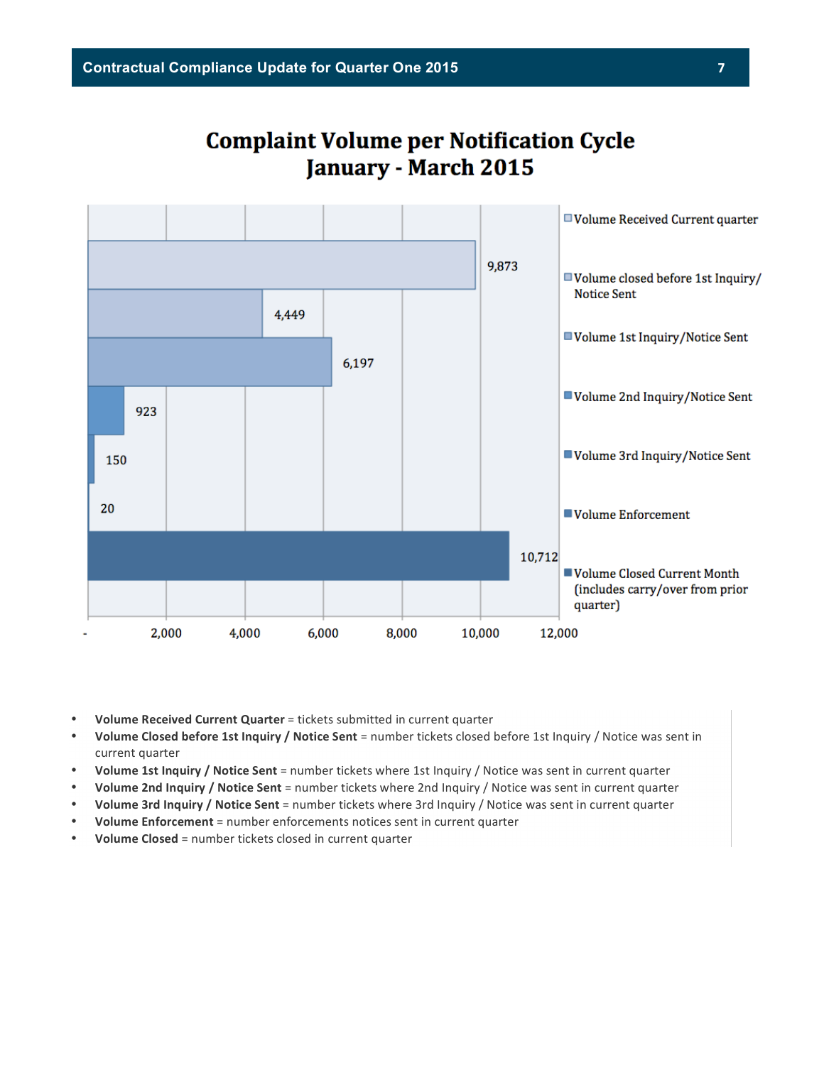## Complaint Volume per Notification Cycle
## January - March 2015

| Category | Volume |
| --- | --- |
| Volume Received Current quarter | 9,873 |
| Volume closed before 1st Inquiry/ Notice Sent | 4,449 |
| Volume 1st Inquiry/Notice Sent | 6,197 |
| Volume 2nd Inquiry/Notice Sent | 923 |
| Volume 3rd Inquiry/Notice Sent | 150 |
| Volume Enforcement | 20 |
| Volume Closed Current Month (includes carry/over from prior quarter) | 10,712 |

- **Volume Received Current Quarter** = tickets submitted in current quarter
- **Volume Closed before 1st Inquiry / Notice Sent** = number tickets closed before 1st Inquiry / Notice was sent in current quarter
- **Volume 1st Inquiry / Notice Sent** = number tickets where 1st Inquiry / Notice was sent in current quarter
- **Volume 2nd Inquiry / Notice Sent** = number tickets where 2nd Inquiry / Notice was sent in current quarter
- **Volume 3rd Inquiry / Notice Sent** = number tickets where 3rd Inquiry / Notice was sent in current quarter
- **Volume Enforcement** = number enforcements notices sent in current quarter
- **Volume Closed** = number tickets closed in current quarter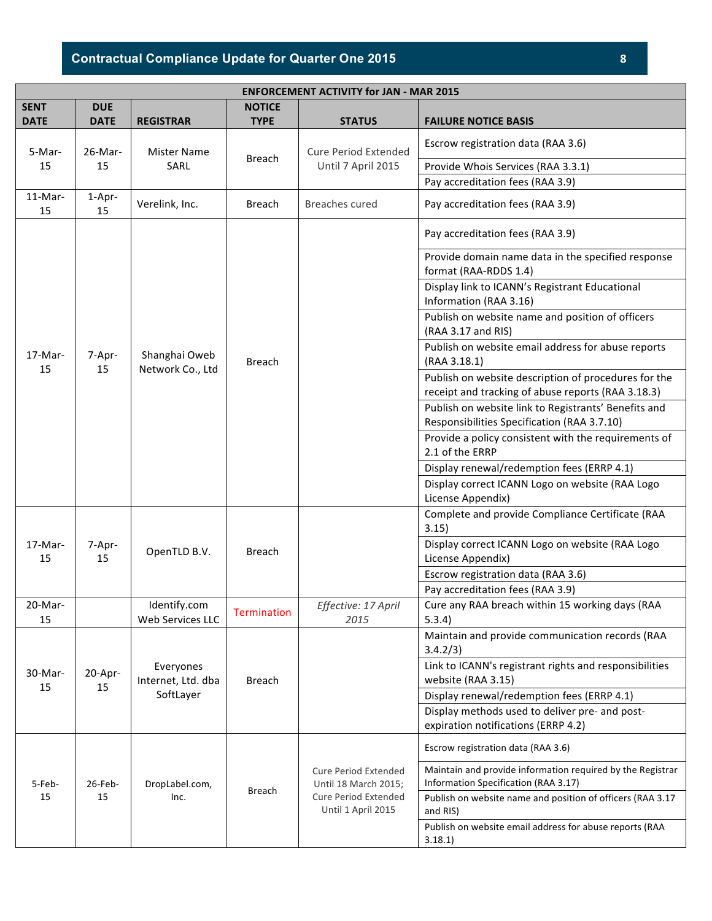| ENFORCEMENT ACTIVITY for JAN - MAR 2015 | | | | | |
|---|---|---|---|---|---|
| **SENT DATE** | **DUE DATE** | **REGISTRAR** | **NOTICE TYPE** | **STATUS** | **FAILURE NOTICE BASIS** |
| 5-Mar-15 | 26-Mar-15 | Mister Name SARL | Breach | Cure Period Extended Until 7 April 2015 | Escrow registration data (RAA 3.6) |
| | | | | | Provide Whois Services (RAA 3.3.1) |
| | | | | | Pay accreditation fees (RAA 3.9) |
| 11-Mar-15 | 1-Apr-15 | Verelink, Inc. | Breach | Breaches cured | Pay accreditation fees (RAA 3.9) |
| 17-Mar-15 | 7-Apr-15 | Shanghai Oweb Network Co., Ltd | Breach | | Pay accreditation fees (RAA 3.9) |
| | | | | | Provide domain name data in the specified response format (RAA-RDDS 1.4) |
| | | | | | Display link to ICANN's Registrant Educational Information (RAA 3.16) |
| | | | | | Publish on website name and position of officers (RAA 3.17 and RIS) |
| | | | | | Publish on website email address for abuse reports (RAA 3.18.1) |
| | | | | | Publish on website description of procedures for the receipt and tracking of abuse reports (RAA 3.18.3) |
| | | | | | Publish on website link to Registrants' Benefits and Responsibilities Specification (RAA 3.7.10) |
| | | | | | Provide a policy consistent with the requirements of 2.1 of the ERRP |
| | | | | | Display renewal/redemption fees (ERRP 4.1) |
| | | | | | Display correct ICANN Logo on website (RAA Logo License Appendix) |
| 17-Mar-15 | 7-Apr-15 | OpenTLD B.V. | Breach | | Complete and provide Compliance Certificate (RAA 3.15) |
| | | | | | Display correct ICANN Logo on website (RAA Logo License Appendix) |
| | | | | | Escrow registration data (RAA 3.6) |
| | | | | | Pay accreditation fees (RAA 3.9) |
| 20-Mar-15 | | Identify.com Web Services LLC | Termination | *Effective: 17 April 2015* | Cure any RAA breach within 15 working days (RAA 5.3.4) |
| 30-Mar-15 | 20-Apr-15 | Everyones Internet, Ltd. dba SoftLayer | Breach | | Maintain and provide communication records (RAA 3.4.2/3) |
| | | | | | Link to ICANN's registrant rights and responsibilities website (RAA 3.15) |
| | | | | | Display renewal/redemption fees (ERRP 4.1) |
| | | | | | Display methods used to deliver pre- and post-expiration notifications (ERRP 4.2) |
| 5-Feb-15 | 26-Feb-15 | DropLabel.com, Inc. | Breach | Cure Period Extended Until 18 March 2015; Cure Period Extended Until 1 April 2015 | Escrow registration data (RAA 3.6) |
| | | | | | Maintain and provide information required by the Registrar Information Specification (RAA 3.17) |
| | | | | | Publish on website name and position of officers (RAA 3.17 and RIS) |
| | | | | | Publish on website email address for abuse reports (RAA 3.18.1) |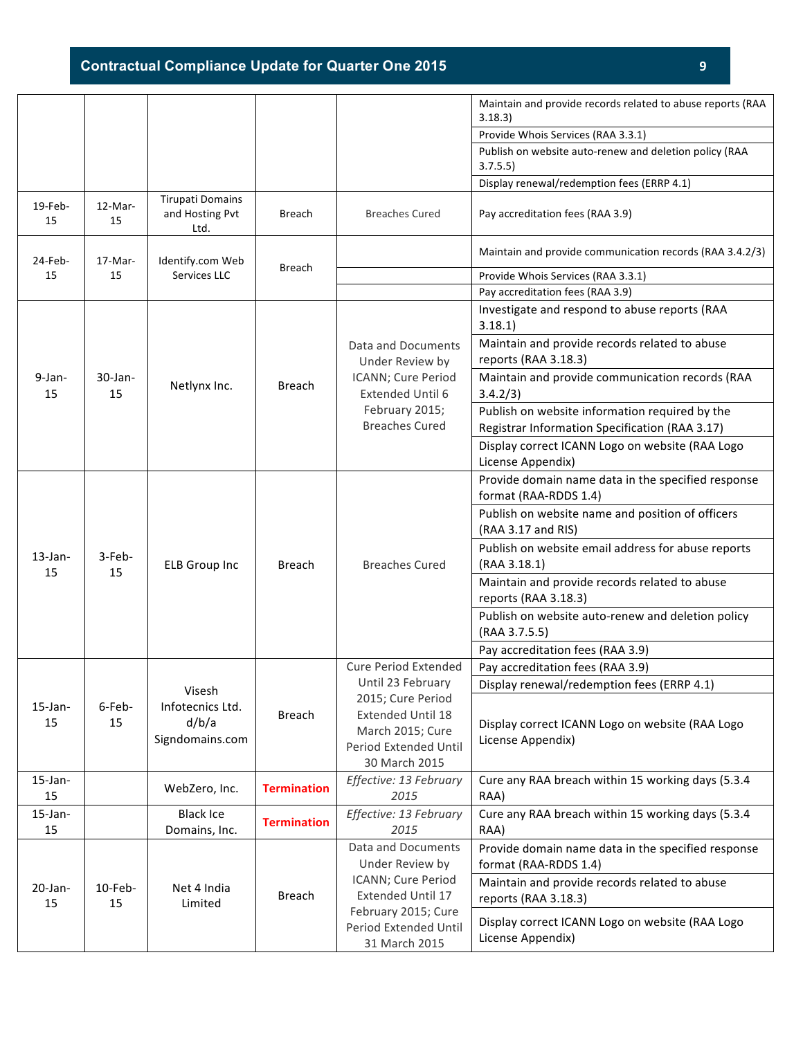| | | | | | |
|---|---|---|---|---|---|
| | | | | | Maintain and provide records related to abuse reports (RAA 3.18.3) |
| | | | | | Provide Whois Services (RAA 3.3.1) |
| | | | | | Publish on website auto-renew and deletion policy (RAA 3.7.5.5) |
| | | | | | Display renewal/redemption fees (ERRP 4.1) |
| 19-Feb-15 | 12-Mar-15 | Tirupati Domains and Hosting Pvt Ltd. | Breach | Breaches Cured | Pay accreditation fees (RAA 3.9) |
| 24-Feb-15 | 17-Mar-15 | Identify.com Web Services LLC | Breach | | Maintain and provide communication records (RAA 3.4.2/3) |
| | | | | | Provide Whois Services (RAA 3.3.1) |
| | | | | | Pay accreditation fees (RAA 3.9) |
| 9-Jan-15 | 30-Jan-15 | Netlynx Inc. | Breach | Data and Documents Under Review by ICANN; Cure Period Extended Until 6 February 2015; Breaches Cured | Investigate and respond to abuse reports (RAA 3.18.1) |
| | | | | | Maintain and provide records related to abuse reports (RAA 3.18.3) |
| | | | | | Maintain and provide communication records (RAA 3.4.2/3) |
| | | | | | Publish on website information required by the Registrar Information Specification (RAA 3.17) |
| | | | | | Display correct ICANN Logo on website (RAA Logo License Appendix) |
| 13-Jan-15 | 3-Feb-15 | ELB Group Inc | Breach | Breaches Cured | Provide domain name data in the specified response format (RAA-RDDS 1.4) |
| | | | | | Publish on website name and position of officers (RAA 3.17 and RIS) |
| | | | | | Publish on website email address for abuse reports (RAA 3.18.1) |
| | | | | | Maintain and provide records related to abuse reports (RAA 3.18.3) |
| | | | | | Publish on website auto-renew and deletion policy (RAA 3.7.5.5) |
| | | | | | Pay accreditation fees (RAA 3.9) |
| 15-Jan-15 | 6-Feb-15 | Visesh Infotecnics Ltd. d/b/a Signdomains.com | Breach | Cure Period Extended Until 23 February 2015; Cure Period Extended Until 18 March 2015; Cure Period Extended Until 30 March 2015 | Pay accreditation fees (RAA 3.9) |
| | | | | | Display renewal/redemption fees (ERRP 4.1) |
| | | | | | Display correct ICANN Logo on website (RAA Logo License Appendix) |
| 15-Jan-15 | | WebZero, Inc. | **Termination** | *Effective: 13 February 2015* | Cure any RAA breach within 15 working days (5.3.4 RAA) |
| 15-Jan-15 | | Black Ice Domains, Inc. | **Termination** | *Effective: 13 February 2015* | Cure any RAA breach within 15 working days (5.3.4 RAA) |
| 20-Jan-15 | 10-Feb-15 | Net 4 India Limited | Breach | Data and Documents Under Review by ICANN; Cure Period Extended Until 17 February 2015; Cure Period Extended Until 31 March 2015 | Provide domain name data in the specified response format (RAA-RDDS 1.4) |
| | | | | | Maintain and provide records related to abuse reports (RAA 3.18.3) |
| | | | | | Display correct ICANN Logo on website (RAA Logo License Appendix) |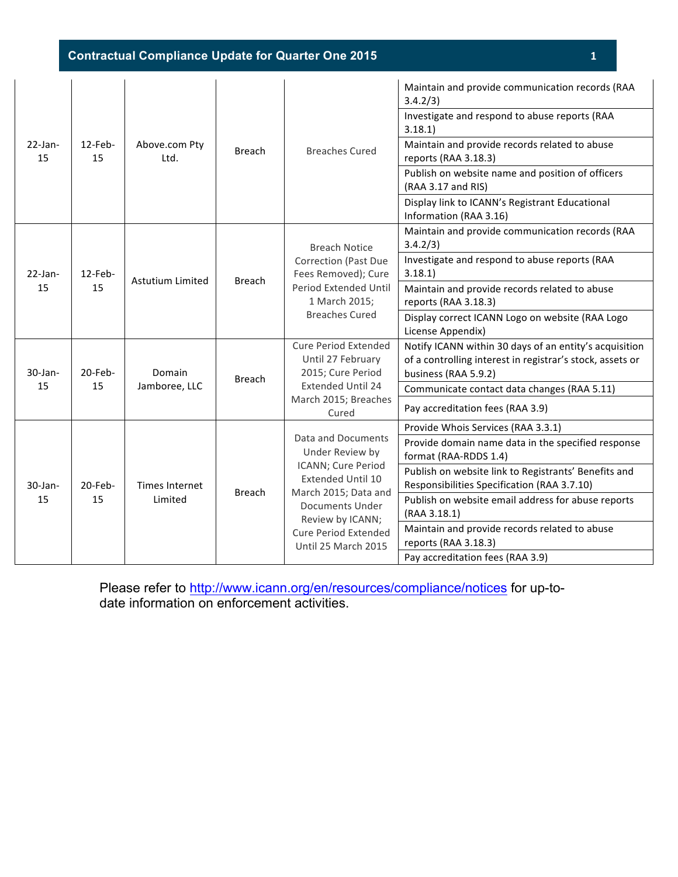| | | | | | |
|---|---|---|---|---|---|
| 22-Jan-15 | 12-Feb-15 | Above.com Pty Ltd. | Breach | Breaches Cured | Maintain and provide communication records (RAA 3.4.2/3) |
| | | | | | Investigate and respond to abuse reports (RAA 3.18.1) |
| | | | | | Maintain and provide records related to abuse reports (RAA 3.18.3) |
| | | | | | Publish on website name and position of officers (RAA 3.17 and RIS) |
| | | | | | Display link to ICANN's Registrant Educational Information (RAA 3.16) |
| 22-Jan-15 | 12-Feb-15 | Astutium Limited | Breach | Breach Notice Correction (Past Due Fees Removed); Cure Period Extended Until 1 March 2015; Breaches Cured | Maintain and provide communication records (RAA 3.4.2/3) |
| | | | | | Investigate and respond to abuse reports (RAA 3.18.1) |
| | | | | | Maintain and provide records related to abuse reports (RAA 3.18.3) |
| | | | | | Display correct ICANN Logo on website (RAA Logo License Appendix) |
| 30-Jan-15 | 20-Feb-15 | Domain Jamboree, LLC | Breach | Cure Period Extended Until 27 February 2015; Cure Period Extended Until 24 March 2015; Breaches Cured | Notify ICANN within 30 days of an entity's acquisition of a controlling interest in registrar's stock, assets or business (RAA 5.9.2) |
| | | | | | Communicate contact data changes (RAA 5.11) |
| | | | | | Pay accreditation fees (RAA 3.9) |
| 30-Jan-15 | 20-Feb-15 | Times Internet Limited | Breach | Data and Documents Under Review by ICANN; Cure Period Extended Until 10 March 2015; Data and Documents Under Review by ICANN; Cure Period Extended Until 25 March 2015 | Provide Whois Services (RAA 3.3.1) |
| | | | | | Provide domain name data in the specified response format (RAA-RDDS 1.4) |
| | | | | | Publish on website link to Registrants' Benefits and Responsibilities Specification (RAA 3.7.10) |
| | | | | | Publish on website email address for abuse reports (RAA 3.18.1) |
| | | | | | Maintain and provide records related to abuse reports (RAA 3.18.3) |
| | | | | | Pay accreditation fees (RAA 3.9) |

Please refer to http://www.icann.org/en/resources/compliance/notices for up-to-date information on enforcement activities.